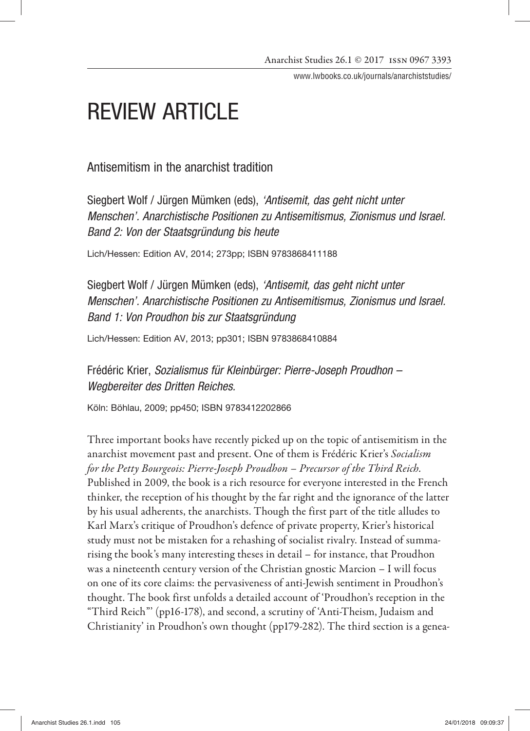# REVIEW ARTICLE

## Antisemitism in the anarchist tradition

Siegbert Wolf / Jürgen Mümken (eds), *'Antisemit, das geht nicht unter Menschen'. Anarchistische Positionen zu Antisemitismus, Zionismus und Israel. Band 2: Von der Staatsgründung bis heute*

Lich/Hessen: Edition AV, 2014; 273pp; ISBN 9783868411188

Siegbert Wolf / Jürgen Mümken (eds), *'Antisemit, das geht nicht unter Menschen'. Anarchistische Positionen zu Antisemitismus, Zionismus und Israel. Band 1: Von Proudhon bis zur Staatsgründung*

Lich/Hessen: Edition AV, 2013; pp301; ISBN 9783868410884

Frédéric Krier, *Sozialismus für Kleinbürger: Pierre-Joseph Proudhon – Wegbereiter des Dritten Reiches.*

Köln: Böhlau, 2009; pp450; ISBN 9783412202866

Three important books have recently picked up on the topic of antisemitism in the anarchist movement past and present. One of them is Frédéric Krier's *Socialism for the Petty Bourgeois: Pierre-Joseph Proudhon – Precursor of the Third Reich.* Published in 2009, the book is a rich resource for everyone interested in the French thinker, the reception of his thought by the far right and the ignorance of the latter by his usual adherents, the anarchists. Though the first part of the title alludes to Karl Marx's critique of Proudhon's defence of private property, Krier's historical study must not be mistaken for a rehashing of socialist rivalry. Instead of summarising the book's many interesting theses in detail – for instance, that Proudhon was a nineteenth century version of the Christian gnostic Marcion – I will focus on one of its core claims: the pervasiveness of anti-Jewish sentiment in Proudhon's thought. The book first unfolds a detailed account of 'Proudhon's reception in the "Third Reich"' (pp16-178), and second, a scrutiny of 'Anti-Theism, Judaism and Christianity' in Proudhon's own thought (pp179-282). The third section is a genea-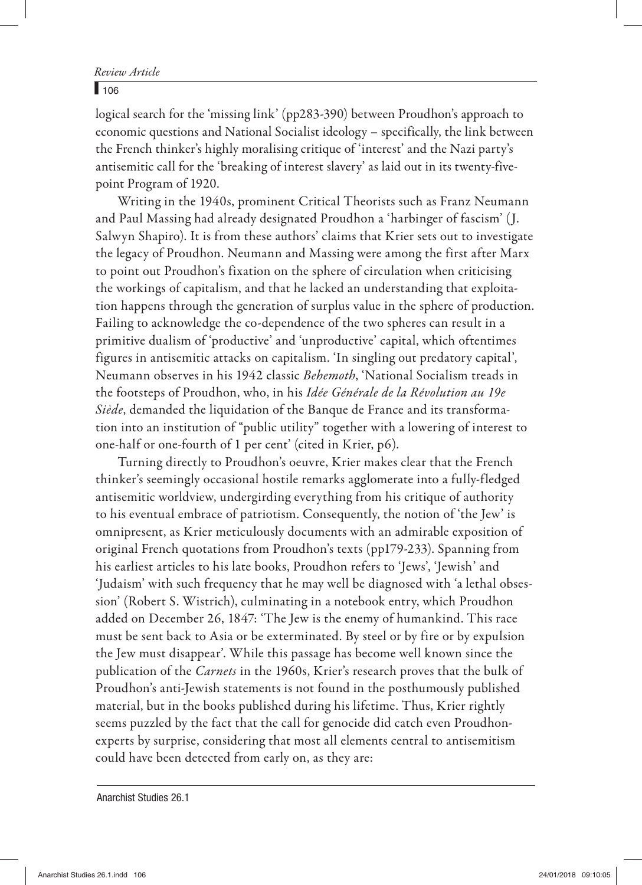logical search for the 'missing link' (pp283-390) between Proudhon's approach to economic questions and National Socialist ideology – specifically, the link between the French thinker's highly moralising critique of 'interest' and the Nazi party's antisemitic call for the 'breaking of interest slavery' as laid out in its twenty-five-point Program of 1920.

Writing in the 1940s, prominent Critical Theorists such as Franz Neumann and Paul Massing had already designated Proudhon a 'harbinger of fascism' (J. Salwyn Shapiro). It is from these authors' claims that Krier sets out to investigate the legacy of Proudhon. Neumann and Massing were among the first after Marx to point out Proudhon's fixation on the sphere of circulation when criticising the workings of capitalism, and that he lacked an understanding that exploitation happens through the generation of surplus value in the sphere of production. Failing to acknowledge the co-dependence of the two spheres can result in a primitive dualism of 'productive' and 'unproductive' capital, which oftentimes figures in antisemitic attacks on capitalism. 'In singling out predatory capital', Neumann observes in his 1942 classic *Behemoth*, 'National Socialism treads in the footsteps of Proudhon, who, in his *Idée Générale de la Révolution au 19e Siècle*, demanded the liquidation of the Banque de France and its transformation into an institution of "public utility" together with a lowering of interest to one-half or one-fourth of 1 per cent' (cited in Krier, p6).

Turning directly to Proudhon's oeuvre, Krier makes clear that the French thinker's seemingly occasional hostile remarks agglomerate into a fully-fledged antisemitic worldview, undergirding everything from his critique of authority to his eventual embrace of patriotism. Consequently, the notion of 'the Jew' is omnipresent, as Krier meticulously documents with an admirable exposition of original French quotations from Proudhon's texts (pp179-233). Spanning from his earliest articles to his late books, Proudhon refers to 'Jews', 'Jewish' and 'Judaism' with such frequency that he may well be diagnosed with 'a lethal obsession' (Robert S. Wistrich), culminating in a notebook entry, which Proudhon added on December 26, 1847: 'The Jew is the enemy of humankind. This race must be sent back to Asia or be exterminated. By steel or by fire or by expulsion the Jew must disappear'. While this passage has become well known since the publication of the *Carnets* in the 1960s, Krier's research proves that the bulk of Proudhon's anti-Jewish statements is not found in the posthumously published material, but in the books published during his lifetime. Thus, Krier rightly seems puzzled by the fact that the call for genocide did catch even Proudhon-experts by surprise, considering that most all elements central to antisemitism could have been detected from early on, as they are: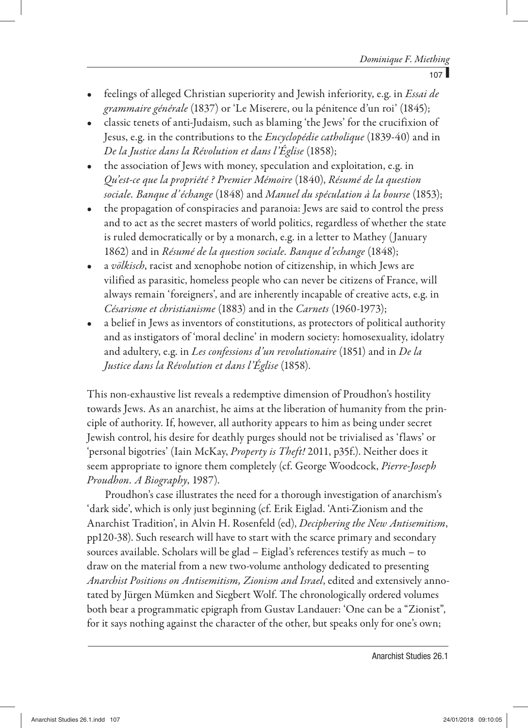- feelings of alleged Christian superiority and Jewish inferiority, e.g. in *Essai de grammaire générale* (1837) or 'Le Miserere, ou la pénitence d'un roi' (1845);
- classic tenets of anti-Judaism, such as blaming 'the Jews' for the crucifixion of Jesus, e.g. in the contributions to the *Encyclopédie catholique* (1839-40) and in *De la Justice dans la Révolution et dans l'Église* (1858);
- the association of Jews with money, speculation and exploitation, e.g. in *Qu'est-ce que la propriété ? Premier Mémoire* (1840), *Résumé de la question sociale. Banque d'échange* (1848) and *Manuel du spéculation à la bourse* (1853);
- the propagation of conspiracies and paranoia: Jews are said to control the press and to act as the secret masters of world politics, regardless of whether the state is ruled democratically or by a monarch, e.g. in a letter to Mathey (January 1862) and in *Résumé de la question sociale. Banque d'echange* (1848);
- a *völkisch*, racist and xenophobe notion of citizenship, in which Jews are vilified as parasitic, homeless people who can never be citizens of France, will always remain 'foreigners', and are inherently incapable of creative acts, e.g. in *Césarisme et christianisme* (1883) and in the *Carnets* (1960-1973);
- a belief in Jews as inventors of constitutions, as protectors of political authority and as instigators of 'moral decline' in modern society: homosexuality, idolatry and adultery, e.g. in *Les confessions d'un revolutionaire* (1851) and in *De la Justice dans la Révolution et dans l'Église* (1858).

This non-exhaustive list reveals a redemptive dimension of Proudhon's hostility towards Jews. As an anarchist, he aims at the liberation of humanity from the principle of authority. If, however, all authority appears to him as being under secret Jewish control, his desire for deathly purges should not be trivialised as 'flaws' or 'personal bigotries' (Iain McKay, *Property is Theft!* 2011, p35f.). Neither does it seem appropriate to ignore them completely (cf. George Woodcock, *Pierre-Joseph Proudhon. A Biography*, 1987).

Proudhon's case illustrates the need for a thorough investigation of anarchism's 'dark side', which is only just beginning (cf. Erik Eiglad. 'Anti-Zionism and the Anarchist Tradition', in Alvin H. Rosenfeld (ed), *Deciphering the New Antisemitism*, pp120-38). Such research will have to start with the scarce primary and secondary sources available. Scholars will be glad – Eiglad's references testify as much – to draw on the material from a new two-volume anthology dedicated to presenting *Anarchist Positions on Antisemitism, Zionism and Israel*, edited and extensively annotated by Jürgen Mümken and Siegbert Wolf. The chronologically ordered volumes both bear a programmatic epigraph from Gustav Landauer: 'One can be a "Zionist", for it says nothing against the character of the other, but speaks only for one's own;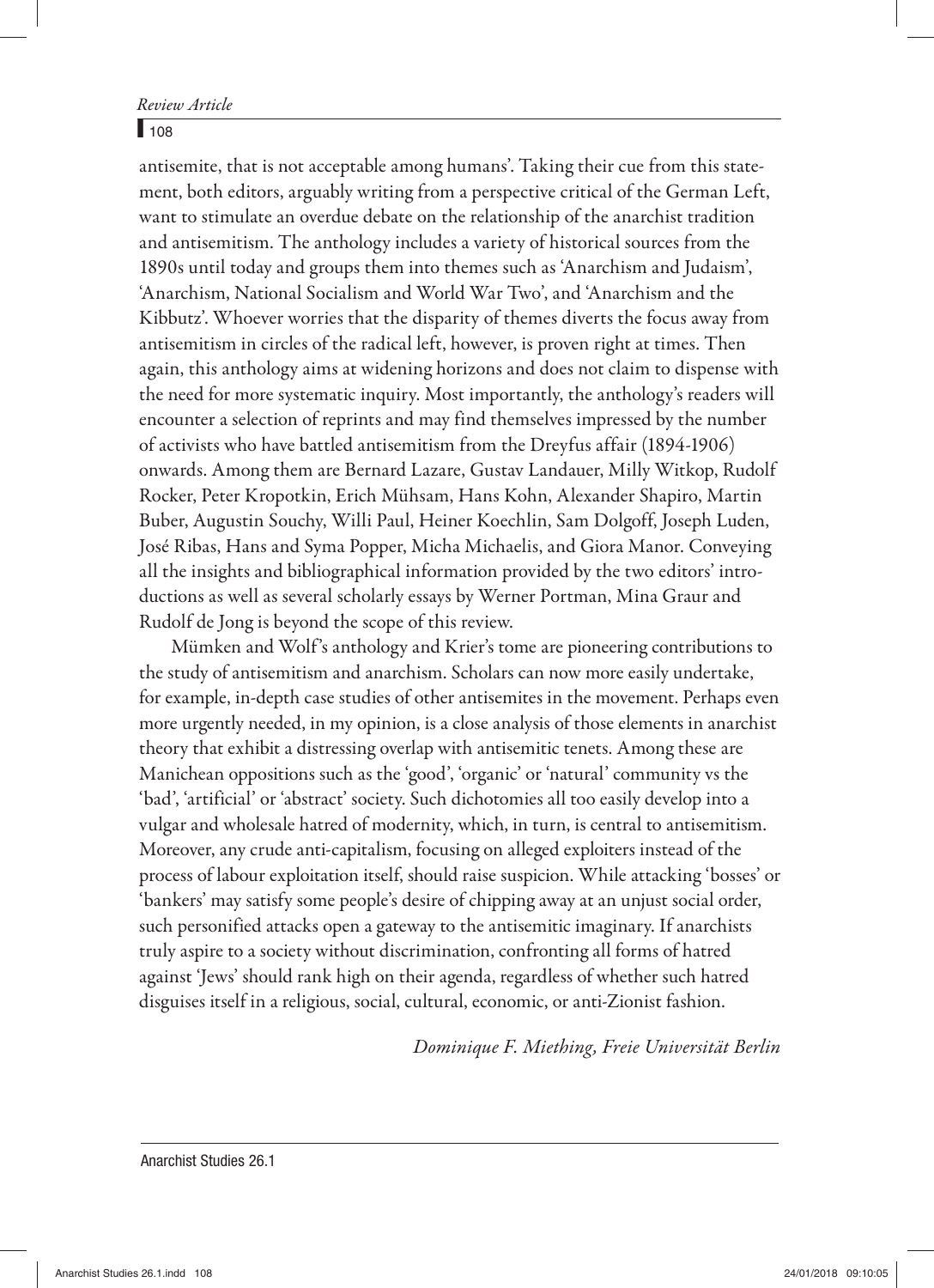antisemite, that is not acceptable among humans'. Taking their cue from this statement, both editors, arguably writing from a perspective critical of the German Left, want to stimulate an overdue debate on the relationship of the anarchist tradition and antisemitism. The anthology includes a variety of historical sources from the 1890s until today and groups them into themes such as 'Anarchism and Judaism', 'Anarchism, National Socialism and World War Two', and 'Anarchism and the Kibbutz'. Whoever worries that the disparity of themes diverts the focus away from antisemitism in circles of the radical left, however, is proven right at times. Then again, this anthology aims at widening horizons and does not claim to dispense with the need for more systematic inquiry. Most importantly, the anthology's readers will encounter a selection of reprints and may find themselves impressed by the number of activists who have battled antisemitism from the Dreyfus affair (1894-1906) onwards. Among them are Bernard Lazare, Gustav Landauer, Milly Witkop, Rudolf Rocker, Peter Kropotkin, Erich Mühsam, Hans Kohn, Alexander Shapiro, Martin Buber, Augustin Souchy, Willi Paul, Heiner Koechlin, Sam Dolgoff, Joseph Luden, José Ribas, Hans and Syma Popper, Micha Michaelis, and Giora Manor. Conveying all the insights and bibliographical information provided by the two editors' introductions as well as several scholarly essays by Werner Portman, Mina Graur and Rudolf de Jong is beyond the scope of this review.

Mümken and Wolf's anthology and Krier's tome are pioneering contributions to the study of antisemitism and anarchism. Scholars can now more easily undertake, for example, in-depth case studies of other antisemites in the movement. Perhaps even more urgently needed, in my opinion, is a close analysis of those elements in anarchist theory that exhibit a distressing overlap with antisemitic tenets. Among these are Manichean oppositions such as the 'good', 'organic' or 'natural' community vs the 'bad', 'artificial' or 'abstract' society. Such dichotomies all too easily develop into a vulgar and wholesale hatred of modernity, which, in turn, is central to antisemitism. Moreover, any crude anti-capitalism, focusing on alleged exploiters instead of the process of labour exploitation itself, should raise suspicion. While attacking 'bosses' or 'bankers' may satisfy some people's desire of chipping away at an unjust social order, such personified attacks open a gateway to the antisemitic imaginary. If anarchists truly aspire to a society without discrimination, confronting all forms of hatred against 'Jews' should rank high on their agenda, regardless of whether such hatred disguises itself in a religious, social, cultural, economic, or anti-Zionist fashion.

*Dominique F. Miething, Freie Universität Berlin*